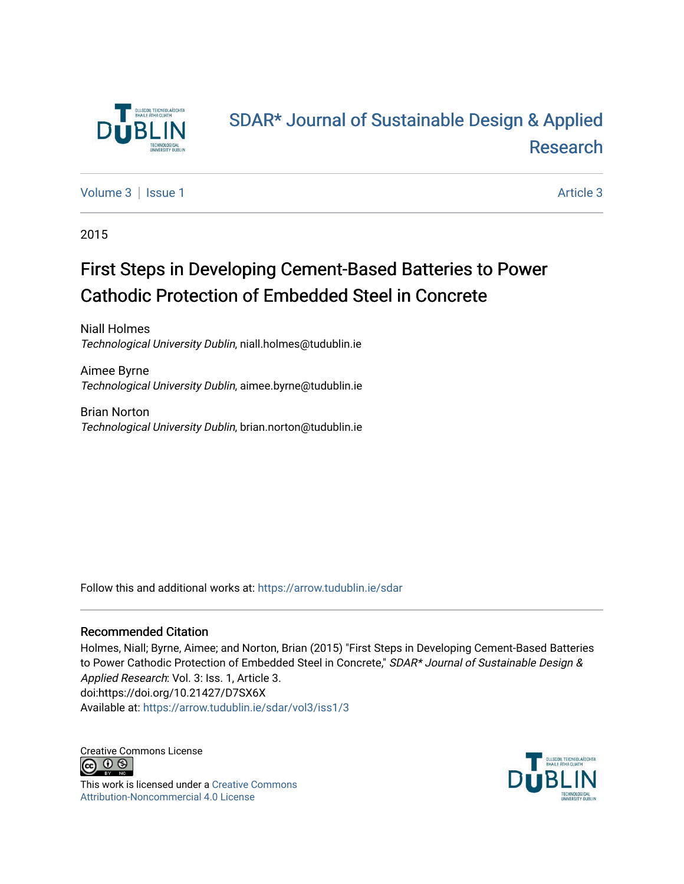# SDAR* Journal of Sustainable Design & Applied Research

Volume 3 | Issue 1 Article 3

2015

## First Steps in Developing Cement-Based Batteries to Power Cathodic Protection of Embedded Steel in Concrete

Niall Holmes
*Technological University Dublin*, niall.holmes@tudublin.ie

Aimee Byrne
*Technological University Dublin*, aimee.byrne@tudublin.ie

Brian Norton
*Technological University Dublin*, brian.norton@tudublin.ie

Follow this and additional works at: https://arrow.tudublin.ie/sdar

### Recommended Citation

Holmes, Niall; Byrne, Aimee; and Norton, Brian (2015) "First Steps in Developing Cement-Based Batteries to Power Cathodic Protection of Embedded Steel in Concrete," *SDAR* Journal of Sustainable Design & Applied Research*: Vol. 3: Iss. 1, Article 3.
doi:https://doi.org/10.21427/D7SX6X
Available at: https://arrow.tudublin.ie/sdar/vol3/iss1/3

Creative Commons License

This work is licensed under a Creative Commons Attribution-Noncommercial 4.0 License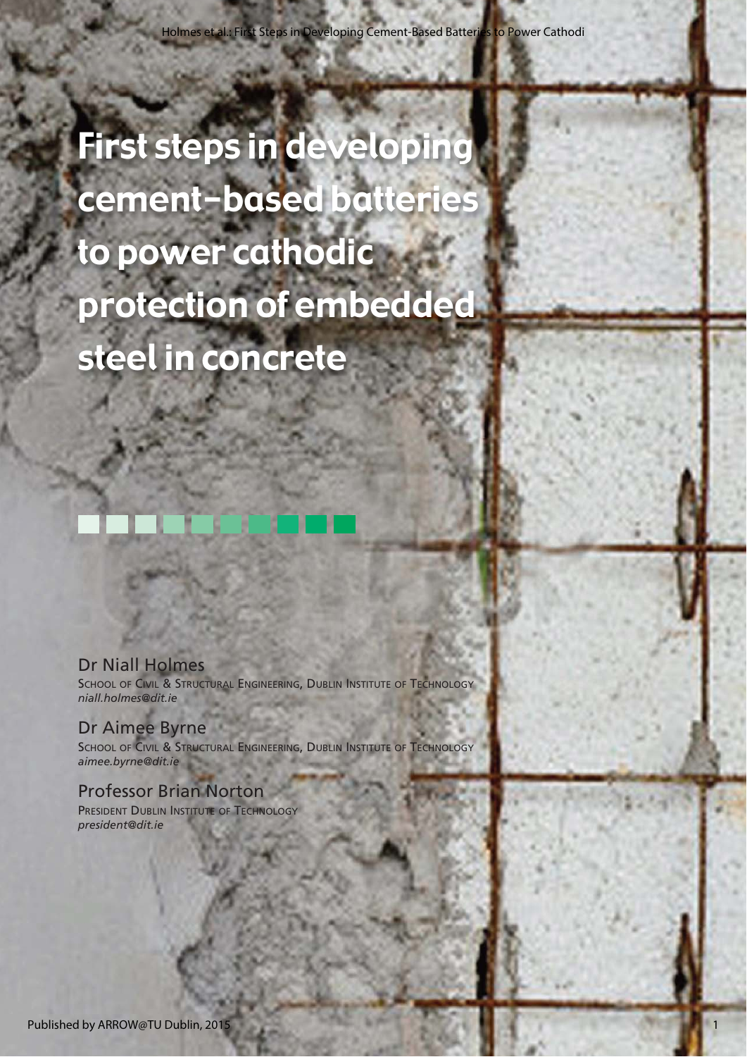# First steps in developing cement-based batteries to power cathodic protection of embedded steel in concrete

Dr Niall Holmes
School of Civil & Structural Engineering, Dublin Institute of Technology
*niall.holmes@dit.ie*

Dr Aimee Byrne
School of Civil & Structural Engineering, Dublin Institute of Technology
*aimee.byrne@dit.ie*

Professor Brian Norton
President Dublin Institute of Technology
*president@dit.ie*

Published by ARROW@TU Dublin, 2015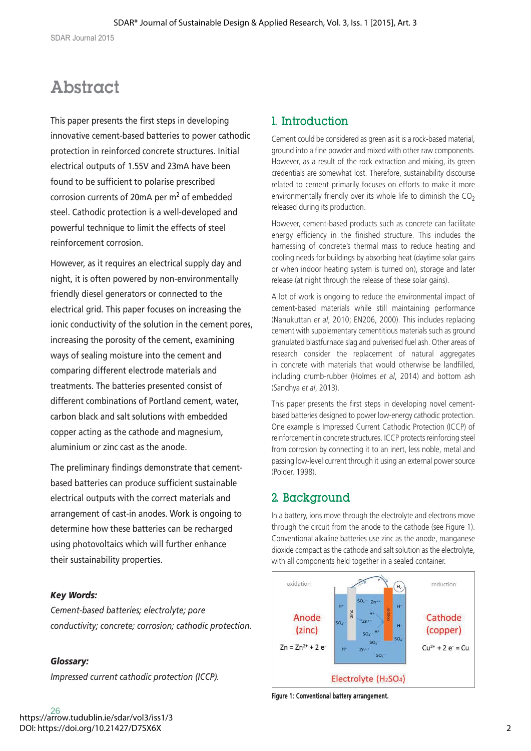# Abstract

This paper presents the first steps in developing innovative cement-based batteries to power cathodic protection in reinforced concrete structures. Initial electrical outputs of 1.55V and 23mA have been found to be sufficient to polarise prescribed corrosion currents of 20mA per $m^2$ of embedded steel. Cathodic protection is a well-developed and powerful technique to limit the effects of steel reinforcement corrosion.

However, as it requires an electrical supply day and night, it is often powered by non-environmentally friendly diesel generators or connected to the electrical grid. This paper focuses on increasing the ionic conductivity of the solution in the cement pores, increasing the porosity of the cement, examining ways of sealing moisture into the cement and comparing different electrode materials and treatments. The batteries presented consist of different combinations of Portland cement, water, carbon black and salt solutions with embedded copper acting as the cathode and magnesium, aluminium or zinc cast as the anode.

The preliminary findings demonstrate that cement-based batteries can produce sufficient sustainable electrical outputs with the correct materials and arrangement of cast-in anodes. Work is ongoing to determine how these batteries can be recharged using photovoltaics which will further enhance their sustainability properties.

***Key Words:***

*Cement-based batteries; electrolyte; pore conductivity; concrete; corrosion; cathodic protection.*

***Glossary:***

*Impressed current cathodic protection (ICCP).*

## 1. Introduction

Cement could be considered as green as it is a rock-based material, ground into a fine powder and mixed with other raw components. However, as a result of the rock extraction and mixing, its green credentials are somewhat lost. Therefore, sustainability discourse related to cement primarily focuses on efforts to make it more environmentally friendly over its whole life to diminish the $CO_2$ released during its production.

However, cement-based products such as concrete can facilitate energy efficiency in the finished structure. This includes the harnessing of concrete's thermal mass to reduce heating and cooling needs for buildings by absorbing heat (daytime solar gains or when indoor heating system is turned on), storage and later release (at night through the release of these solar gains).

A lot of work is ongoing to reduce the environmental impact of cement-based materials while still maintaining performance (Nanukuttan *et al*, 2010; EN206, 2000). This includes replacing cement with supplementary cementitious materials such as ground granulated blastfurnace slag and pulverised fuel ash. Other areas of research consider the replacement of natural aggregates in concrete with materials that would otherwise be landfilled, including crumb-rubber (Holmes *et al*, 2014) and bottom ash (Sandhya *et al*, 2013).

This paper presents the first steps in developing novel cement-based batteries designed to power low-energy cathodic protection. One example is Impressed Current Cathodic Protection (ICCP) of reinforcement in concrete structures. ICCP protects reinforcing steel from corrosion by connecting it to an inert, less noble, metal and passing low-level current through it using an external power source (Polder, 1998).

## 2. Background

In a battery, ions move through the electrolyte and electrons move through the circuit from the anode to the cathode (see Figure 1). Conventional alkaline batteries use zinc as the anode, manganese dioxide compact as the cathode and salt solution as the electrolyte, with all components held together in a sealed container.

oxidation

reduction

Anode (zinc)

$Zn = Zn^{2+} + 2e^-$

Cathode (copper)

$Cu^{2+} + 2e^- = Cu$

Electrolyte ($H_2SO_4$)

Figure 1: Conventional battery arrangement.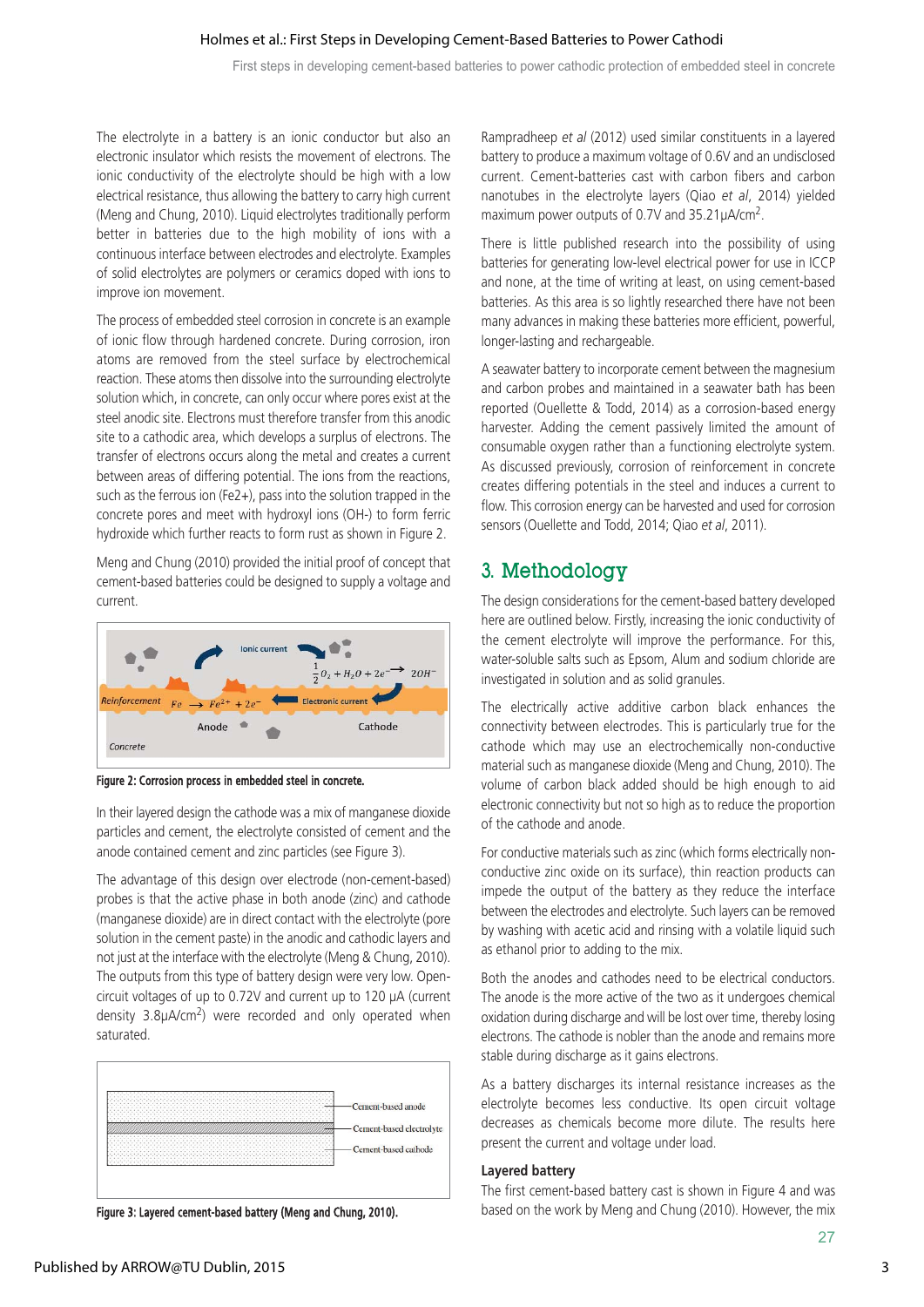The electrolyte in a battery is an ionic conductor but also an electronic insulator which resists the movement of electrons. The ionic conductivity of the electrolyte should be high with a low electrical resistance, thus allowing the battery to carry high current (Meng and Chung, 2010). Liquid electrolytes traditionally perform better in batteries due to the high mobility of ions with a continuous interface between electrodes and electrolyte. Examples of solid electrolytes are polymers or ceramics doped with ions to improve ion movement.

The process of embedded steel corrosion in concrete is an example of ionic flow through hardened concrete. During corrosion, iron atoms are removed from the steel surface by electrochemical reaction. These atoms then dissolve into the surrounding electrolyte solution which, in concrete, can only occur where pores exist at the steel anodic site. Electrons must therefore transfer from this anodic site to a cathodic area, which develops a surplus of electrons. The transfer of electrons occurs along the metal and creates a current between areas of differing potential. The ions from the reactions, such as the ferrous ion ($Fe^{2+}$), pass into the solution trapped in the concrete pores and meet with hydroxyl ions ($OH^-$) to form ferric hydroxide which further reacts to form rust as shown in Figure 2.

Meng and Chung (2010) provided the initial proof of concept that cement-based batteries could be designed to supply a voltage and current.

Ionic current

$\frac{1}{2}O_2 + H_2O + 2e^- \rightarrow 2OH^-$

Reinforcement

$Fe \rightarrow Fe^{2+} + 2e^-$

Electronic current

Anode

Cathode

Concrete

**Figure 2: Corrosion process in embedded steel in concrete.**

In their layered design the cathode was a mix of manganese dioxide particles and cement, the electrolyte consisted of cement and the anode contained cement and zinc particles (see Figure 3).

The advantage of this design over electrode (non-cement-based) probes is that the active phase in both anode (zinc) and cathode (manganese dioxide) are in direct contact with the electrolyte (pore solution in the cement paste) in the anodic and cathodic layers and not just at the interface with the electrolyte (Meng & Chung, 2010). The outputs from this type of battery design were very low. Open-circuit voltages of up to 0.72V and current up to 120 μA (current density 3.8μA/cm$^2$) were recorded and only operated when saturated.

Cement-based anode

Cement-based electrolyte

Cement-based cathode

**Figure 3: Layered cement-based battery (Meng and Chung, 2010).**

Rampradheep *et al* (2012) used similar constituents in a layered battery to produce a maximum voltage of 0.6V and an undisclosed current. Cement-batteries cast with carbon fibers and carbon nanotubes in the electrolyte layers (Qiao *et al*, 2014) yielded maximum power outputs of 0.7V and 35.21μA/cm$^2$.

There is little published research into the possibility of using batteries for generating low-level electrical power for use in ICCP and none, at the time of writing at least, on using cement-based batteries. As this area is so lightly researched there have not been many advances in making these batteries more efficient, powerful, longer-lasting and rechargeable.

A seawater battery to incorporate cement between the magnesium and carbon probes and maintained in a seawater bath has been reported (Ouellette & Todd, 2014) as a corrosion-based energy harvester. Adding the cement passively limited the amount of consumable oxygen rather than a functioning electrolyte system. As discussed previously, corrosion of reinforcement in concrete creates differing potentials in the steel and induces a current to flow. This corrosion energy can be harvested and used for corrosion sensors (Ouellette and Todd, 2014; Qiao *et al*, 2011).

## 3. Methodology

The design considerations for the cement-based battery developed here are outlined below. Firstly, increasing the ionic conductivity of the cement electrolyte will improve the performance. For this, water-soluble salts such as Epsom, Alum and sodium chloride are investigated in solution and as solid granules.

The electrically active additive carbon black enhances the connectivity between electrodes. This is particularly true for the cathode which may use an electrochemically non-conductive material such as manganese dioxide (Meng and Chung, 2010). The volume of carbon black added should be high enough to aid electronic connectivity but not so high as to reduce the proportion of the cathode and anode.

For conductive materials such as zinc (which forms electrically non-conductive zinc oxide on its surface), thin reaction products can impede the output of the battery as they reduce the interface between the electrodes and electrolyte. Such layers can be removed by washing with acetic acid and rinsing with a volatile liquid such as ethanol prior to adding to the mix.

Both the anodes and cathodes need to be electrical conductors. The anode is the more active of the two as it undergoes chemical oxidation during discharge and will be lost over time, thereby losing electrons. The cathode is nobler than the anode and remains more stable during discharge as it gains electrons.

As a battery discharges its internal resistance increases as the electrolyte becomes less conductive. Its open circuit voltage decreases as chemicals become more dilute. The results here present the current and voltage under load.

### Layered battery

The first cement-based battery cast is shown in Figure 4 and was based on the work by Meng and Chung (2010). However, the mix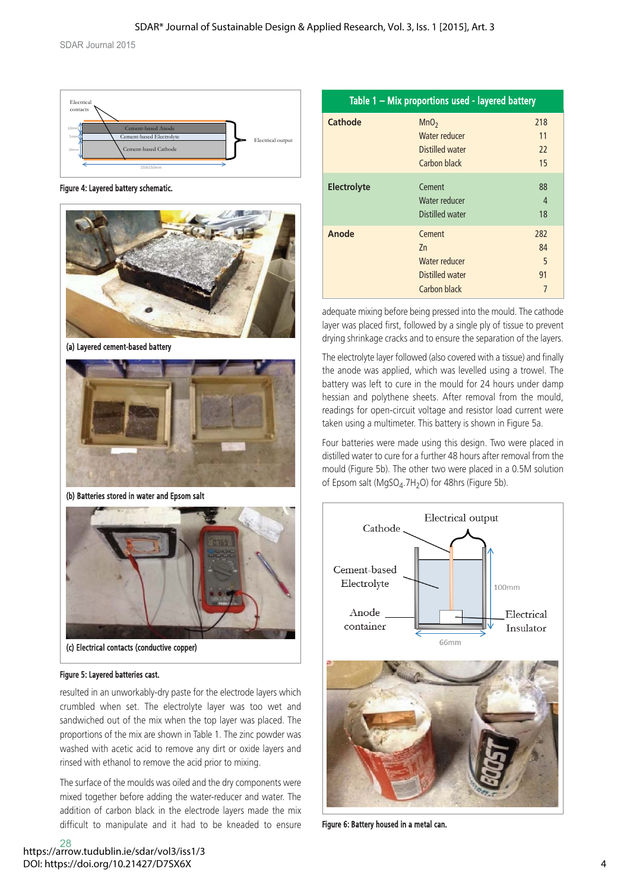Electrical contacts

10mm
5mm
20mm

Cement-based Anode
Cement-based Electrolyte
Cement-based Cathode

Electrical output

150x150mm

Figure 4: Layered battery schematic.

(a) Layered cement-based battery

(b) Batteries stored in water and Epsom salt

(c) Electrical contacts (conductive copper)

Figure 5: Layered batteries cast.

resulted in an unworkably-dry paste for the electrode layers which crumbled when set. The electrolyte layer was too wet and sandwiched out of the mix when the top layer was placed. The proportions of the mix are shown in Table 1. The zinc powder was washed with acetic acid to remove any dirt or oxide layers and rinsed with ethanol to remove the acid prior to mixing.

The surface of the moulds was oiled and the dry components were mixed together before adding the water-reducer and water. The addition of carbon black in the electrode layers made the mix difficult to manipulate and it had to be kneaded to ensure adequate mixing before being pressed into the mould. The cathode layer was placed first, followed by a single ply of tissue to prevent drying shrinkage cracks and to ensure the separation of the layers.

**Table 1 – Mix proportions used - layered battery**

| | | |
|---|---|---|
| **Cathode** | $MnO_2$ | 218 |
| | Water reducer | 11 |
| | Distilled water | 22 |
| | Carbon black | 15 |
| **Electrolyte** | Cement | 88 |
| | Water reducer | 4 |
| | Distilled water | 18 |
| **Anode** | Cement | 282 |
| | Zn | 84 |
| | Water reducer | 5 |
| | Distilled water | 91 |
| | Carbon black | 7 |

The electrolyte layer followed (also covered with a tissue) and finally the anode was applied, which was levelled using a trowel. The battery was left to cure in the mould for 24 hours under damp hessian and polythene sheets. After removal from the mould, readings for open-circuit voltage and resistor load current were taken using a multimeter. This battery is shown in Figure 5a.

Four batteries were made using this design. Two were placed in distilled water to cure for a further 48 hours after removal from the mould (Figure 5b). The other two were placed in a 0.5M solution of Epsom salt ($MgSO_4.7H_2O$) for 48hrs (Figure 5b).

Cathode

Electrical output

Cement-based Electrolyte

100mm

Anode container

Electrical Insulator

66mm

Figure 6: Battery housed in a metal can.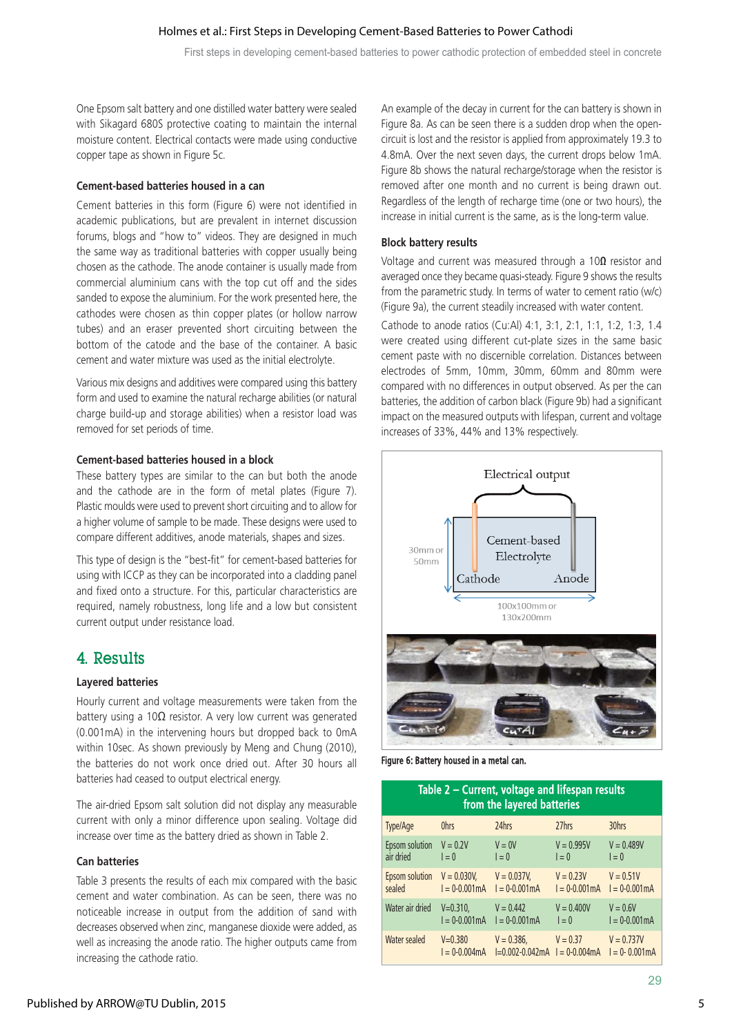One Epsom salt battery and one distilled water battery were sealed with Sikagard 680S protective coating to maintain the internal moisture content. Electrical contacts were made using conductive copper tape as shown in Figure 5c.

#### Cement-based batteries housed in a can

Cement batteries in this form (Figure 6) were not identified in academic publications, but are prevalent in internet discussion forums, blogs and "how to" videos. They are designed in much the same way as traditional batteries with copper usually being chosen as the cathode. The anode container is usually made from commercial aluminium cans with the top cut off and the sides sanded to expose the aluminium. For the work presented here, the cathodes were chosen as thin copper plates (or hollow narrow tubes) and an eraser prevented short circuiting between the bottom of the catode and the base of the container. A basic cement and water mixture was used as the initial electrolyte.

Various mix designs and additives were compared using this battery form and used to examine the natural recharge abilities (or natural charge build-up and storage abilities) when a resistor load was removed for set periods of time.

#### Cement-based batteries housed in a block

These battery types are similar to the can but both the anode and the cathode are in the form of metal plates (Figure 7). Plastic moulds were used to prevent short circuiting and to allow for a higher volume of sample to be made. These designs were used to compare different additives, anode materials, shapes and sizes.

This type of design is the "best-fit" for cement-based batteries for using with ICCP as they can be incorporated into a cladding panel and fixed onto a structure. For this, particular characteristics are required, namely robustness, long life and a low but consistent current output under resistance load.

## 4. Results

#### Layered batteries

Hourly current and voltage measurements were taken from the battery using a 10Ω resistor. A very low current was generated (0.001mA) in the intervening hours but dropped back to 0mA within 10sec. As shown previously by Meng and Chung (2010), the batteries do not work once dried out. After 30 hours all batteries had ceased to output electrical energy.

The air-dried Epsom salt solution did not display any measurable current with only a minor difference upon sealing. Voltage did increase over time as the battery dried as shown in Table 2.

#### Can batteries

Table 3 presents the results of each mix compared with the basic cement and water combination. As can be seen, there was no noticeable increase in output from the addition of sand with decreases observed when zinc, manganese dioxide were added, as well as increasing the anode ratio. The higher outputs came from increasing the cathode ratio.

An example of the decay in current for the can battery is shown in Figure 8a. As can be seen there is a sudden drop when the open-circuit is lost and the resistor is applied from approximately 19.3 to 4.8mA. Over the next seven days, the current drops below 1mA. Figure 8b shows the natural recharge/storage when the resistor is removed after one month and no current is being drawn out. Regardless of the length of recharge time (one or two hours), the increase in initial current is the same, as is the long-term value.

#### Block battery results

Voltage and current was measured through a 10Ω resistor and averaged once they became quasi-steady. Figure 9 shows the results from the parametric study. In terms of water to cement ratio (w/c) (Figure 9a), the current steadily increased with water content.

Cathode to anode ratios (Cu:Al) 4:1, 3:1, 2:1, 1:1, 1:2, 1:3, 1.4 were created using different cut-plate sizes in the same basic cement paste with no discernible correlation. Distances between electrodes of 5mm, 10mm, 30mm, 60mm and 80mm were compared with no differences in output observed. As per the can batteries, the addition of carbon black (Figure 9b) had a significant impact on the measured outputs with lifespan, current and voltage increases of 33%, 44% and 13% respectively.

Electrical output

Cement-based Electrolyte

Cathode

Anode

30mm or 50mm

100x100mm or 130x200mm

Cu+Mn

Cu+Al

Cu+Zn

Figure 6: Battery housed in a metal can.

**Table 2 – Current, voltage and lifespan results from the layered batteries**

| Type/Age | 0hrs | 24hrs | 27hrs | 30hrs |
|---|---|---|---|---|
| Epsom solution air dried | V = 0.2V<br>I = 0 | V = 0V<br>I = 0 | V = 0.995V<br>I = 0 | V = 0.489V<br>I = 0 |
| Epsom solution sealed | V = 0.030V,<br>I = 0-0.001mA | V = 0.037V,<br>I = 0-0.001mA | V = 0.23V<br>I = 0-0.001mA | V = 0.51V<br>I = 0-0.001mA |
| Water air dried | V=0.310,<br>I = 0-0.001mA | V = 0.442<br>I = 0-0.001mA | V = 0.400V<br>I = 0 | V = 0.6V<br>I = 0-0.001mA |
| Water sealed | V=0.380<br>I = 0-0.004mA | V = 0.386,<br>I=0.002-0.042mA | V = 0.37<br>I = 0-0.004mA | V = 0.737V<br>I = 0- 0.001mA |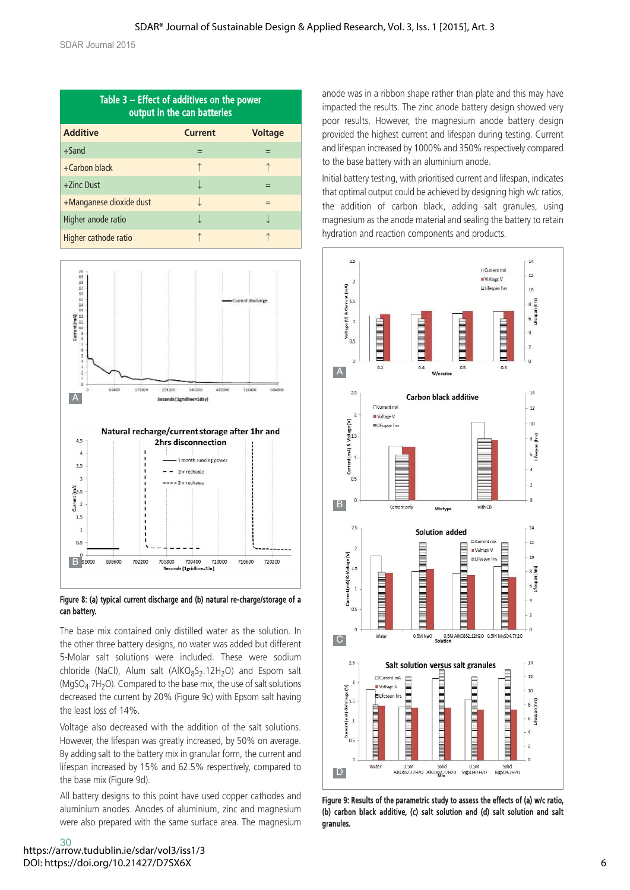| Table 3 – Effect of additives on the power output in the can batteries | | |
|---|---|---|
| **Additive** | **Current** | **Voltage** |
| +Sand | = | = |
| +Carbon black | ↑ | ↑ |
| +Zinc Dust | ↓ | = |
| +Manganese dioxide dust | ↓ | = |
| Higher anode ratio | ↓ | ↓ |
| Higher cathode ratio | ↑ | ↑ |

A

Current (mA)

Current discharge

Seconds (1gridline=1day)

0 86400 172800 259200 345600 432000 518400 604800

B

Natural recharge/current storage after 1hr and 2hrs disconnection

Current (mA)

1 month running power

1hr recharge

2hr recharge

Seconds (1gridline=1hr)

695000 698600 702200 705800 709400 713000 716600 720200

Figure 8: (a) typical current discharge and (b) natural re-charge/storage of a can battery.

The base mix contained only distilled water as the solution. In the other three battery designs, no water was added but different 5-Molar salt solutions were included. These were sodium chloride (NaCl), Alum salt ($AlKO_8S_2.12H_2O$) and Epsom salt ($MgSO_4.7H_2O$). Compared to the base mix, the use of salt solutions decreased the current by 20% (Figure 9c) with Epsom salt having the least loss of 14%.

Voltage also decreased with the addition of the salt solutions. However, the lifespan was greatly increased, by 50% on average. By adding salt to the battery mix in granular form, the current and lifespan increased by 15% and 62.5% respectively, compared to the base mix (Figure 9d).

All battery designs to this point have used copper cathodes and aluminium anodes. Anodes of aluminium, zinc and magnesium were also prepared with the same surface area. The magnesium anode was in a ribbon shape rather than plate and this may have impacted the results. The zinc anode battery design showed very poor results. However, the magnesium anode battery design provided the highest current and lifespan during testing. Current and lifespan increased by 1000% and 350% respectively compared to the base battery with an aluminium anode.

Initial battery testing, with prioritised current and lifespan, indicates that optimal output could be achieved by designing high w/c ratios, the addition of carbon black, adding salt granules, using magnesium as the anode material and sealing the battery to retain hydration and reaction components and products.

A

Voltage (V) & Current (mA)

Lifespan (hrs)

Current mA

Voltage V

Lifespan hrs

0.3 0.4 0.5 0.6

W/c ratios

B

Carbon black additive

Current (mA) & Voltage (V)

Lifespan (hrs)

Current mA

Voltage V

Lifespan hrs

Cement only

with CB

Mix type

C

Solution added

Current (mA) & Voltage (V)

Lifespan (hrs)

Current mA

Voltage V

Lifespan hrs

Water 0.5M NaCl 0.5M AlKO8S2.12H2O 0.5M MgSO4.7H2O

Solution

D

Salt solution versus salt granules

Current (mA) &Voltage (V)

Lifespan (hrs)

Current mA

Voltage V

Lifespan hrs

Water 0.5M AlKO8S2.12H2O Solid AlKO8S2.12H2O 0.5M MgSO4.7H2O Solid MgSO4.7H2O

Mix

Figure 9: Results of the parametric study to assess the effects of (a) w/c ratio, (b) carbon black additive, (c) salt solution and (d) salt solution and salt granules.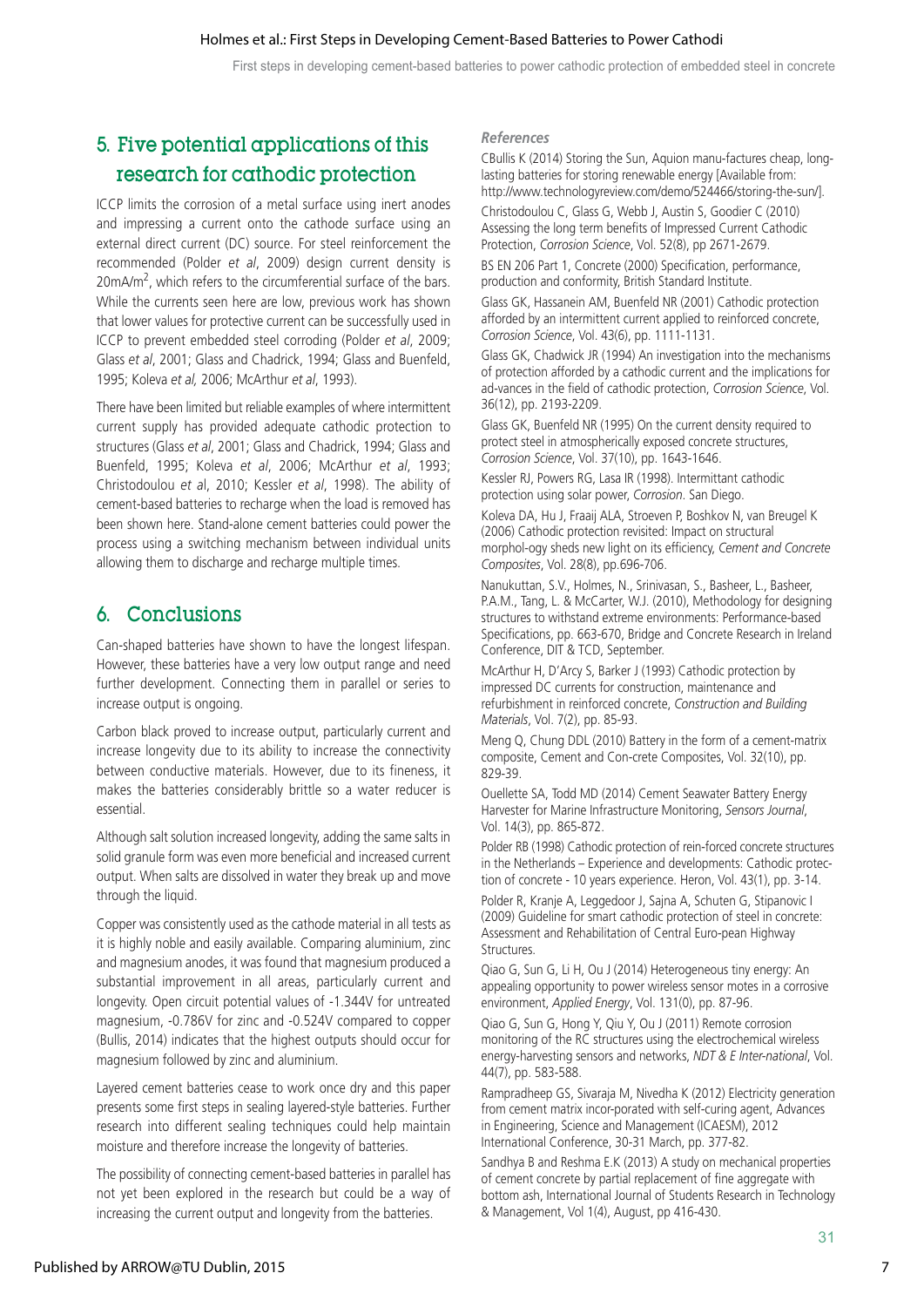## 5. Five potential applications of this research for cathodic protection

ICCP limits the corrosion of a metal surface using inert anodes and impressing a current onto the cathode surface using an external direct current (DC) source. For steel reinforcement the recommended (Polder *et al*, 2009) design current density is 20mA/m$^2$, which refers to the circumferential surface of the bars. While the currents seen here are low, previous work has shown that lower values for protective current can be successfully used in ICCP to prevent embedded steel corroding (Polder *et al*, 2009; Glass *et al*, 2001; Glass and Chadrick, 1994; Glass and Buenfeld, 1995; Koleva *et al,* 2006; McArthur *et al*, 1993).

There have been limited but reliable examples of where intermittent current supply has provided adequate cathodic protection to structures (Glass *et al*, 2001; Glass and Chadrick, 1994; Glass and Buenfeld, 1995; Koleva *et al*, 2006; McArthur *et al*, 1993; Christodoulou *et a*l, 2010; Kessler *et al*, 1998). The ability of cement-based batteries to recharge when the load is removed has been shown here. Stand-alone cement batteries could power the process using a switching mechanism between individual units allowing them to discharge and recharge multiple times.

## 6. Conclusions

Can-shaped batteries have shown to have the longest lifespan. However, these batteries have a very low output range and need further development. Connecting them in parallel or series to increase output is ongoing.

Carbon black proved to increase output, particularly current and increase longevity due to its ability to increase the connectivity between conductive materials. However, due to its fineness, it makes the batteries considerably brittle so a water reducer is essential.

Although salt solution increased longevity, adding the same salts in solid granule form was even more beneficial and increased current output. When salts are dissolved in water they break up and move through the liquid.

Copper was consistently used as the cathode material in all tests as it is highly noble and easily available. Comparing aluminium, zinc and magnesium anodes, it was found that magnesium produced a substantial improvement in all areas, particularly current and longevity. Open circuit potential values of -1.344V for untreated magnesium, -0.786V for zinc and -0.524V compared to copper (Bullis, 2014) indicates that the highest outputs should occur for magnesium followed by zinc and aluminium.

Layered cement batteries cease to work once dry and this paper presents some first steps in sealing layered-style batteries. Further research into different sealing techniques could help maintain moisture and therefore increase the longevity of batteries.

The possibility of connecting cement-based batteries in parallel has not yet been explored in the research but could be a way of increasing the current output and longevity from the batteries.

### *References*

CBullis K (2014) Storing the Sun, Aquion manu-factures cheap, long-lasting batteries for storing renewable energy [Available from: http://www.technologyreview.com/demo/524466/storing-the-sun/].

Christodoulou C, Glass G, Webb J, Austin S, Goodier C (2010) Assessing the long term benefits of Impressed Current Cathodic Protection, *Corrosion Science*, Vol. 52(8), pp 2671-2679.

BS EN 206 Part 1, Concrete (2000) Specification, performance, production and conformity, British Standard Institute.

Glass GK, Hassanein AM, Buenfeld NR (2001) Cathodic protection afforded by an intermittent current applied to reinforced concrete, *Corrosion Science*, Vol. 43(6), pp. 1111-1131.

Glass GK, Chadwick JR (1994) An investigation into the mechanisms of protection afforded by a cathodic current and the implications for ad-vances in the field of cathodic protection, *Corrosion Science*, Vol. 36(12), pp. 2193-2209.

Glass GK, Buenfeld NR (1995) On the current density required to protect steel in atmospherically exposed concrete structures, *Corrosion Science*, Vol. 37(10), pp. 1643-1646.

Kessler RJ, Powers RG, Lasa IR (1998). Intermittant cathodic protection using solar power, *Corrosion*. San Diego.

Koleva DA, Hu J, Fraaij ALA, Stroeven P, Boshkov N, van Breugel K (2006) Cathodic protection revisited: Impact on structural morphol-ogy sheds new light on its efficiency, *Cement and Concrete Composites*, Vol. 28(8), pp.696-706.

Nanukuttan, S.V., Holmes, N., Srinivasan, S., Basheer, L., Basheer, P.A.M., Tang, L. & McCarter, W.J. (2010), Methodology for designing structures to withstand extreme environments: Performance-based Specifications, pp. 663-670, Bridge and Concrete Research in Ireland Conference, DIT & TCD, September.

McArthur H, D'Arcy S, Barker J (1993) Cathodic protection by impressed DC currents for construction, maintenance and refurbishment in reinforced concrete, *Construction and Building Materials*, Vol. 7(2), pp. 85-93.

Meng Q, Chung DDL (2010) Battery in the form of a cement-matrix composite, Cement and Con-crete Composites, Vol. 32(10), pp. 829-39.

Ouellette SA, Todd MD (2014) Cement Seawater Battery Energy Harvester for Marine Infrastructure Monitoring, *Sensors Journal*, Vol. 14(3), pp. 865-872.

Polder RB (1998) Cathodic protection of rein-forced concrete structures in the Netherlands – Experience and developments: Cathodic protec-tion of concrete - 10 years experience. Heron, Vol. 43(1), pp. 3-14.

Polder R, Kranje A, Leggedoor J, Sajna A, Schuten G, Stipanovic I (2009) Guideline for smart cathodic protection of steel in concrete: Assessment and Rehabilitation of Central Euro-pean Highway Structures.

Qiao G, Sun G, Li H, Ou J (2014) Heterogeneous tiny energy: An appealing opportunity to power wireless sensor motes in a corrosive environment, *Applied Energy*, Vol. 131(0), pp. 87-96.

Qiao G, Sun G, Hong Y, Qiu Y, Ou J (2011) Remote corrosion monitoring of the RC structures using the electrochemical wireless energy-harvesting sensors and networks, *NDT & E Inter-national*, Vol. 44(7), pp. 583-588.

Rampradheep GS, Sivaraja M, Nivedha K (2012) Electricity generation from cement matrix incor-porated with self-curing agent, Advances in Engineering, Science and Management (ICAESM), 2012 International Conference, 30-31 March, pp. 377-82.

Sandhya B and Reshma E.K (2013) A study on mechanical properties of cement concrete by partial replacement of fine aggregate with bottom ash, International Journal of Students Research in Technology & Management, Vol 1(4), August, pp 416-430.